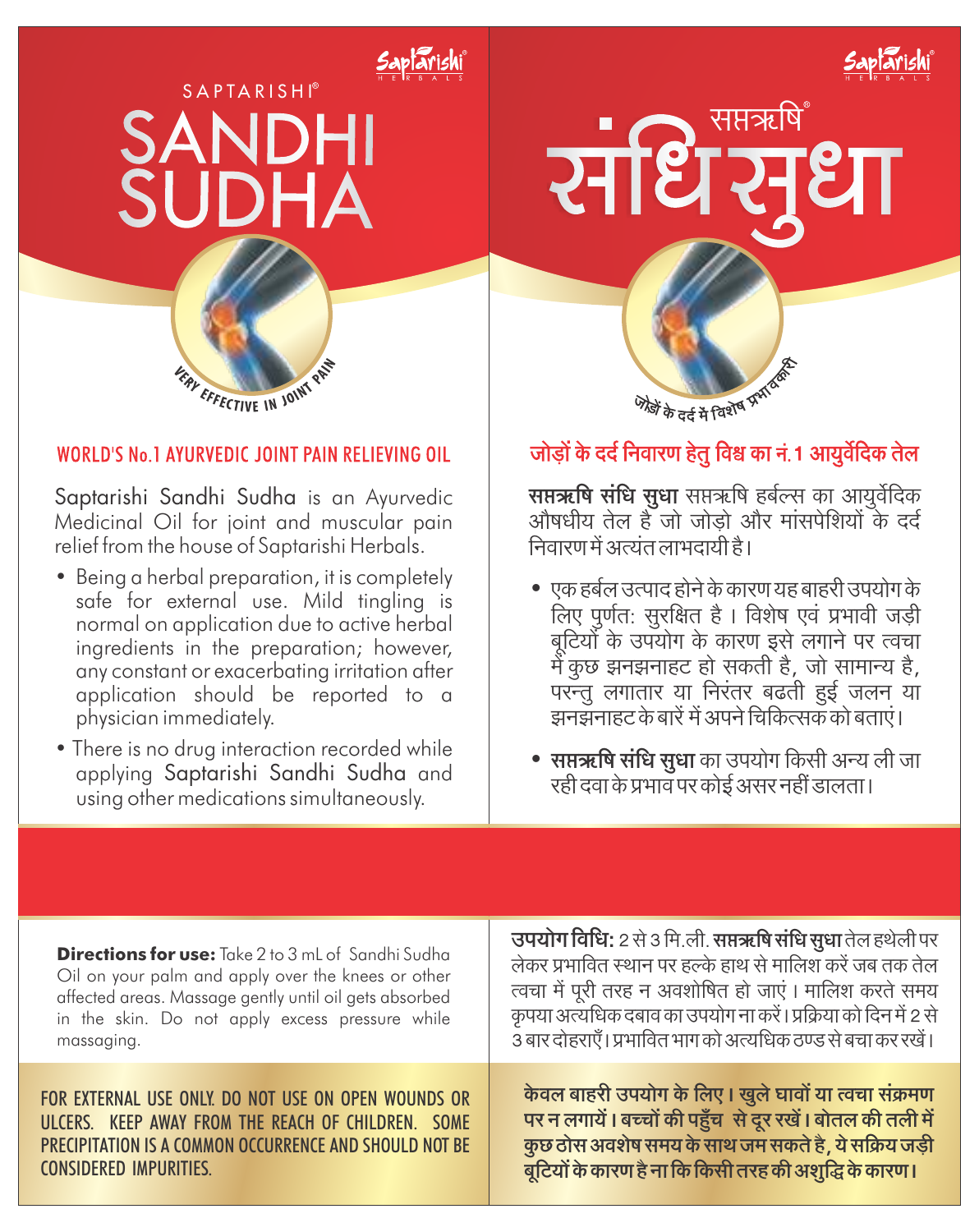Saptarishi HERBALS

SAPTARISHI®

# SANDHI SUDHA

VERY EFFECTIVE IN JOINT PAIN

## WORLD'S No.1 AYURVEDIC JOINT PAIN RELIEVING OIL

Saptarishi Sandhi Sudha is an Ayurvedic Medicinal Oil for joint and muscular pain relief from the house of Saptarishi Herbals.

- Being a herbal preparation, it is completely safe for external use. Mild tingling is normal on application due to active herbal ingredients in the preparation; however, any constant or exacerbating irritation after application should be reported to a physician immediately.
- There is no drug interaction recorded while applying Saptarishi Sandhi Sudha and using other medications simultaneously.

**Directions for use:** Take 2 to 3 mL of Sandhi Sudha Oil on your palm and apply over the knees or other affected areas. Massage gently until oil gets absorbed in the skin. Do not apply excess pressure while massaging.

FOR EXTERNAL USE ONLY. DO NOT USE ON OPEN WOUNDS OR ULCERS. KEEP AWAY FROM THE REACH OF CHILDREN. SOME PRECIPITATION IS A COMMON OCCURRENCE AND SHOULD NOT BE CONSIDERED IMPURITIES.

Saptarishi HERBALS

सप्तऋषि®

# संधि सुधा

जोड़ों के दर्द में विशेष प्रभावकारी

## जोड़ों के दर्द निवारण हेतु विश्व का नं.1 आयुर्वेदिक तेल

**सप्तऋषि संधि सुधा** सप्तऋषि हर्बल्स का आयुर्वेदिक औषधीय तेल है जो जोड़ो और मांसपेशियों के दर्द निवारण में अत्यंत लाभदायी है।

- एक हर्बल उत्पाद होने के कारण यह बाहरी उपयोग के लिए पूर्णत: सुरक्षित है। विशेष एवं प्रभावी जड़ी बूटियों के उपयोग के कारण इसे लगाने पर त्वचा में कुछ झनझनाहट हो सकती है, जो सामान्य है, परन्तु लगातार या निरंतर बढती हुई जलन या झनझनाहट के बारें में अपने चिकित्सक को बताएं।
- **सप्तऋषि संधि सुधा** का उपयोग किसी अन्य ली जा रही दवा के प्रभाव पर कोई असर नहीं डालता।

**उपयोग विधि:** 2 से 3 मि.ली. **सप्तऋषि संधि सुधा** तेल हथेली पर लेकर प्रभावित स्थान पर हल्के हाथ से मालिश करें जब तक तेल त्वचा में पूरी तरह न अवशोषित हो जाएं। मालिश करते समय कृपया अत्यधिक दबाव का उपयोग ना करें। प्रक्रिया को दिन में 2 से 3 बार दोहराएँ। प्रभावित भाग को अत्यधिक ठण्ड से बचा कर रखें।

**केवल बाहरी उपयोग के लिए। खुले घावों या त्वचा संक्रमण पर न लगायें। बच्चों की पहुँच से दूर रखें। बोतल की तली में कुछ ठोस अवशेष समय के साथ जम सकते है, ये सक्रिय जड़ी बूटियों के कारण है ना कि किसी तरह की अशुद्धि के कारण।**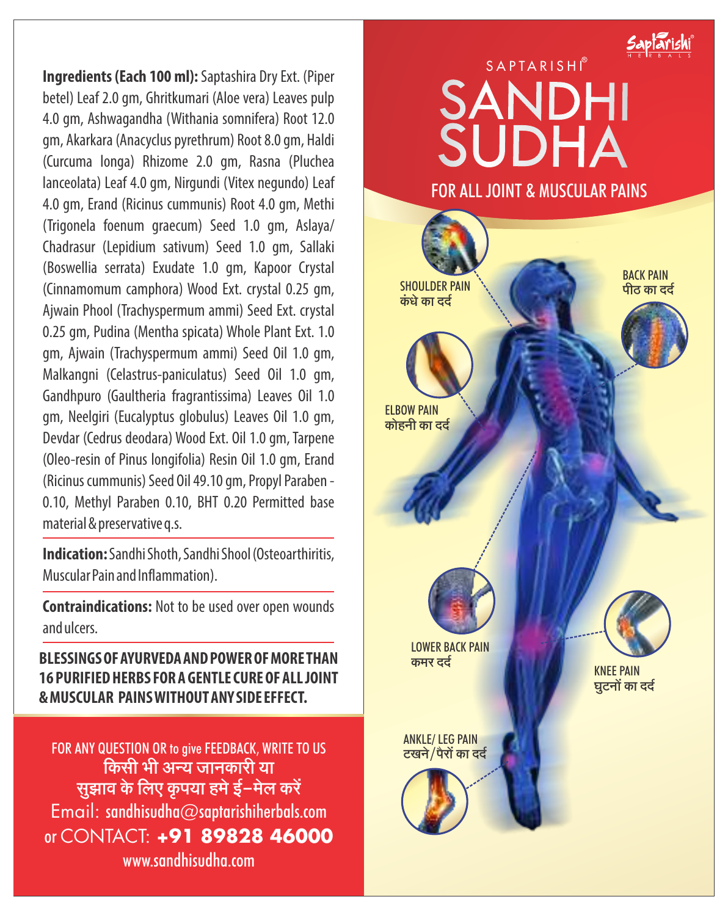**Ingredients (Each 100 ml):** Saptashira Dry Ext. (Piper betel) Leaf 2.0 gm, Ghritkumari (Aloe vera) Leaves pulp 4.0 gm, Ashwagandha (Withania somnifera) Root 12.0 gm, Akarkara (Anacyclus pyrethrum) Root 8.0 gm, Haldi (Curcuma longa) Rhizome 2.0 gm, Rasna (Pluchea lanceolata) Leaf 4.0 gm, Nirgundi (Vitex negundo) Leaf 4.0 gm, Erand (Ricinus cummunis) Root 4.0 gm, Methi (Trigonela foenum graecum) Seed 1.0 gm, Aslaya/ Chadrasur (Lepidium sativum) Seed 1.0 gm, Sallaki (Boswellia serrata) Exudate 1.0 gm, Kapoor Crystal (Cinnamomum camphora) Wood Ext. crystal 0.25 gm, Ajwain Phool (Trachyspermum ammi) Seed Ext. crystal 0.25 gm, Pudina (Mentha spicata) Whole Plant Ext. 1.0 gm, Ajwain (Trachyspermum ammi) Seed Oil 1.0 gm, Malkangni (Celastrus-paniculatus) Seed Oil 1.0 gm, Gandhpuro (Gaultheria fragrantissima) Leaves Oil 1.0 gm, Neelgiri (Eucalyptus globulus) Leaves Oil 1.0 gm, Devdar (Cedrus deodara) Wood Ext. Oil 1.0 gm, Tarpene (Oleo-resin of Pinus longifolia) Resin Oil 1.0 gm, Erand (Ricinus cummunis) Seed Oil 49.10 gm, Propyl Paraben - 0.10, Methyl Paraben 0.10, BHT 0.20 Permitted base material & preservative q.s.

**Indication:** Sandhi Shoth, Sandhi Shool (Osteoarthiritis, Muscular Pain and Inflammation).

**Contraindications:** Not to be used over open wounds and ulcers.

**BLESSINGS OF AYURVEDA AND POWER OF MORE THAN 16 PURIFIED HERBS FOR A GENTLE CURE OF ALL JOINT & MUSCULAR PAINS WITHOUT ANY SIDE EFFECT.**

FOR ANY QUESTION OR to give FEEDBACK, WRITE TO US
किसी भी अन्य जानकारी या सुझाव के लिए कृपया हमे ई-मेल करें
Email: sandhisudha@saptarishiherbals.com
or CONTACT: **+91 89828 46000**
www.sandhisudha.com

Saptarishi HERBALS

SAPTARISHI®

# SANDHI SUDHA

## FOR ALL JOINT & MUSCULAR PAINS

SHOULDER PAIN
कंधे का दर्द

BACK PAIN
पीठ का दर्द

ELBOW PAIN
कोहनी का दर्द

LOWER BACK PAIN
कमर दर्द

KNEE PAIN
घुटनों का दर्द

ANKLE/ LEG PAIN
टखने/पैरों का दर्द